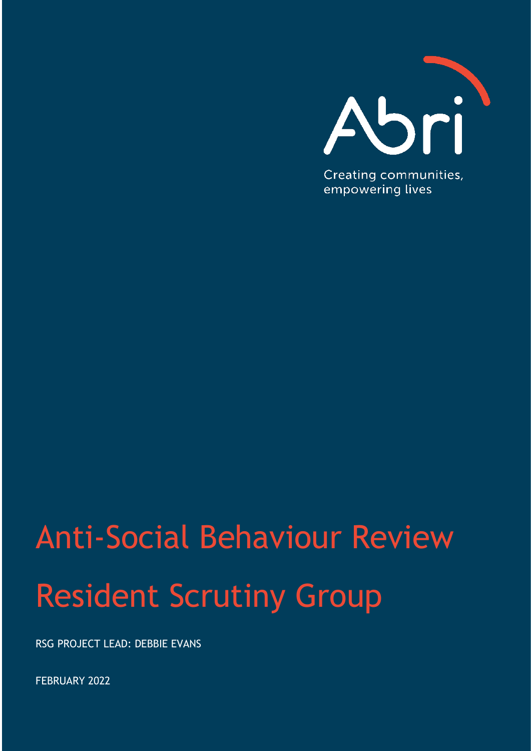Abri

Creating communities, empowering lives

# Anti-Social Behaviour Review

# Resident Scrutiny Group

RSG PROJECT LEAD: DEBBIE EVANS

FEBRUARY 2022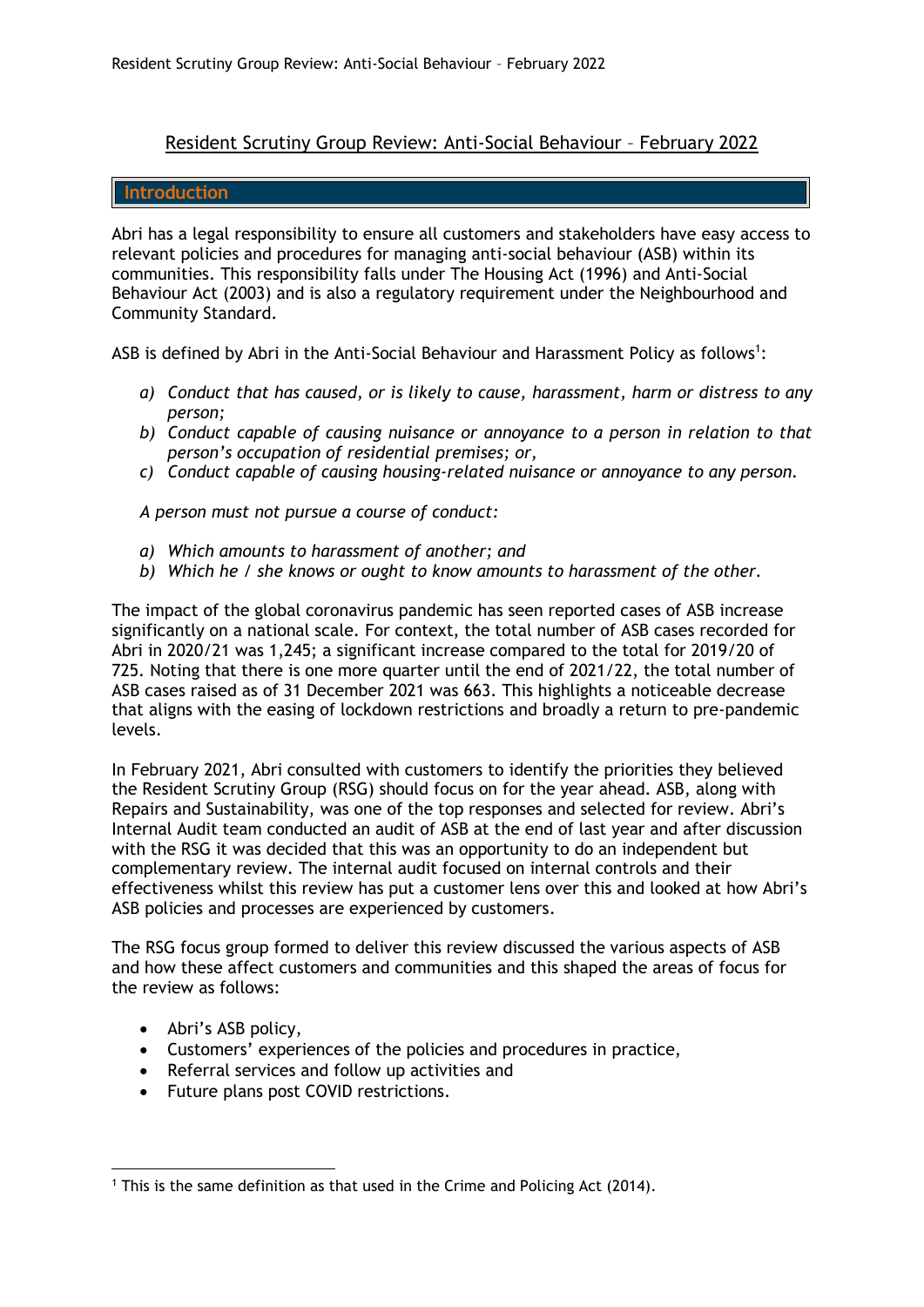# Resident Scrutiny Group Review: Anti-Social Behaviour – February 2022

## Introduction

Abri has a legal responsibility to ensure all customers and stakeholders have easy access to relevant policies and procedures for managing anti-social behaviour (ASB) within its communities. This responsibility falls under The Housing Act (1996) and Anti-Social Behaviour Act (2003) and is also a regulatory requirement under the Neighbourhood and Community Standard.

ASB is defined by Abri in the Anti-Social Behaviour and Harassment Policy as follows[1]:

*a) Conduct that has caused, or is likely to cause, harassment, harm or distress to any person;*
*b) Conduct capable of causing nuisance or annoyance to a person in relation to that person's occupation of residential premises; or,*
*c) Conduct capable of causing housing-related nuisance or annoyance to any person.*

*A person must not pursue a course of conduct:*

*a) Which amounts to harassment of another; and*
*b) Which he / she knows or ought to know amounts to harassment of the other.*

The impact of the global coronavirus pandemic has seen reported cases of ASB increase significantly on a national scale. For context, the total number of ASB cases recorded for Abri in 2020/21 was 1,245; a significant increase compared to the total for 2019/20 of 725. Noting that there is one more quarter until the end of 2021/22, the total number of ASB cases raised as of 31 December 2021 was 663. This highlights a noticeable decrease that aligns with the easing of lockdown restrictions and broadly a return to pre-pandemic levels.

In February 2021, Abri consulted with customers to identify the priorities they believed the Resident Scrutiny Group (RSG) should focus on for the year ahead. ASB, along with Repairs and Sustainability, was one of the top responses and selected for review. Abri's Internal Audit team conducted an audit of ASB at the end of last year and after discussion with the RSG it was decided that this was an opportunity to do an independent but complementary review. The internal audit focused on internal controls and their effectiveness whilst this review has put a customer lens over this and looked at how Abri's ASB policies and processes are experienced by customers.

The RSG focus group formed to deliver this review discussed the various aspects of ASB and how these affect customers and communities and this shaped the areas of focus for the review as follows:

- Abri's ASB policy,
- Customers' experiences of the policies and procedures in practice,
- Referral services and follow up activities and
- Future plans post COVID restrictions.

[1] This is the same definition as that used in the Crime and Policing Act (2014).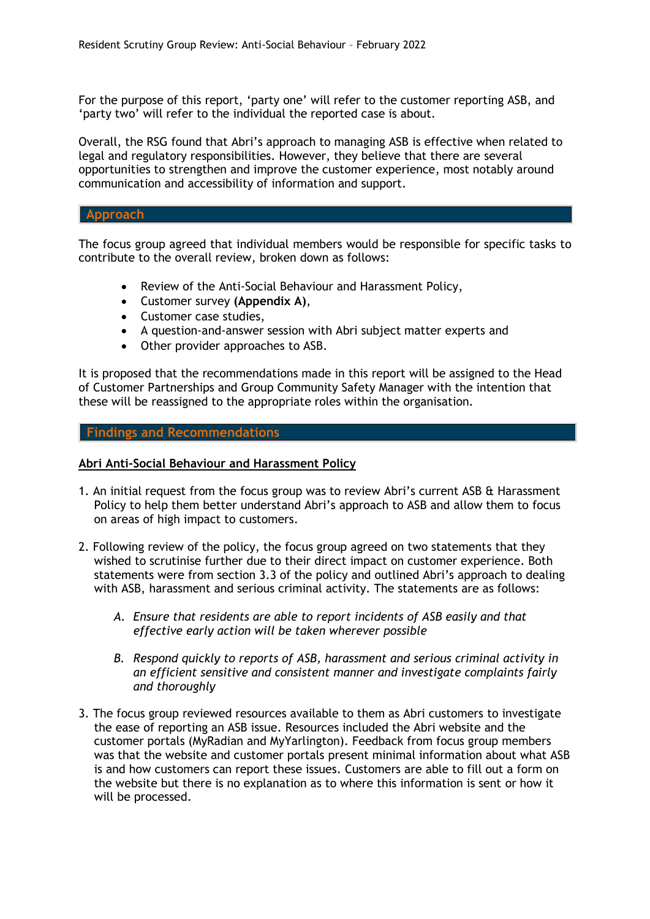For the purpose of this report, 'party one' will refer to the customer reporting ASB, and 'party two' will refer to the individual the reported case is about.

Overall, the RSG found that Abri's approach to managing ASB is effective when related to legal and regulatory responsibilities. However, they believe that there are several opportunities to strengthen and improve the customer experience, most notably around communication and accessibility of information and support.

## Approach

The focus group agreed that individual members would be responsible for specific tasks to contribute to the overall review, broken down as follows:

- Review of the Anti-Social Behaviour and Harassment Policy,
- Customer survey **(Appendix A)**,
- Customer case studies,
- A question-and-answer session with Abri subject matter experts and
- Other provider approaches to ASB.

It is proposed that the recommendations made in this report will be assigned to the Head of Customer Partnerships and Group Community Safety Manager with the intention that these will be reassigned to the appropriate roles within the organisation.

## Findings and Recommendations

### Abri Anti-Social Behaviour and Harassment Policy

1. An initial request from the focus group was to review Abri's current ASB & Harassment Policy to help them better understand Abri's approach to ASB and allow them to focus on areas of high impact to customers.

2. Following review of the policy, the focus group agreed on two statements that they wished to scrutinise further due to their direct impact on customer experience. Both statements were from section 3.3 of the policy and outlined Abri's approach to dealing with ASB, harassment and serious criminal activity. The statements are as follows:

    A. *Ensure that residents are able to report incidents of ASB easily and that effective early action will be taken wherever possible*

    B. *Respond quickly to reports of ASB, harassment and serious criminal activity in an efficient sensitive and consistent manner and investigate complaints fairly and thoroughly*

3. The focus group reviewed resources available to them as Abri customers to investigate the ease of reporting an ASB issue. Resources included the Abri website and the customer portals (MyRadian and MyYarlington). Feedback from focus group members was that the website and customer portals present minimal information about what ASB is and how customers can report these issues. Customers are able to fill out a form on the website but there is no explanation as to where this information is sent or how it will be processed.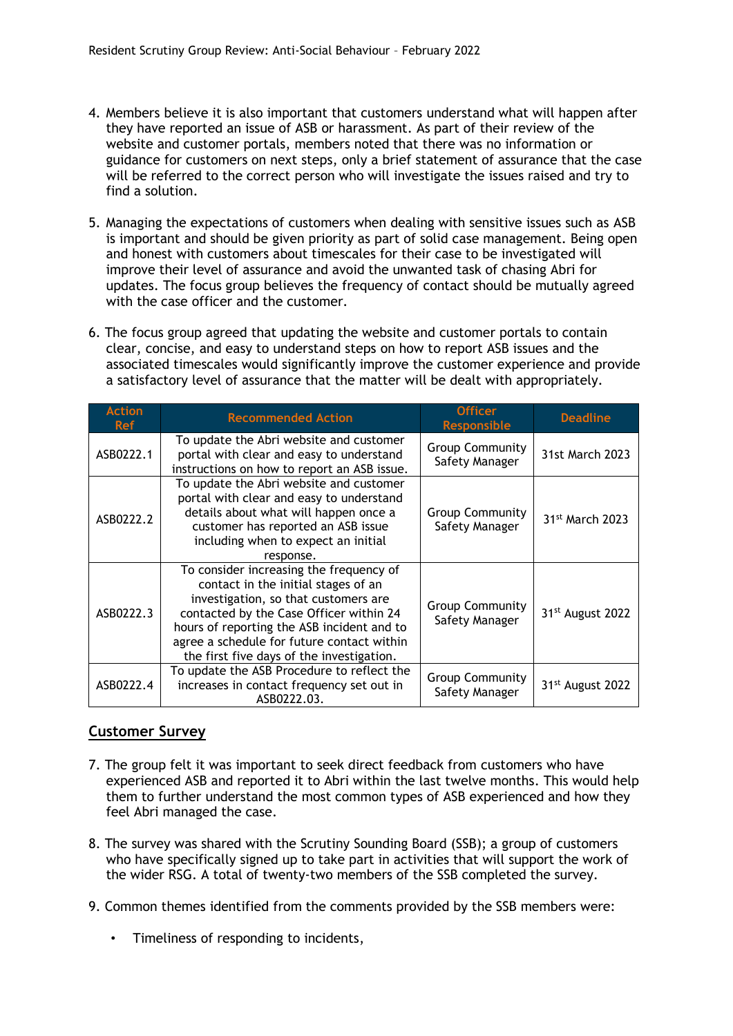4. Members believe it is also important that customers understand what will happen after they have reported an issue of ASB or harassment. As part of their review of the website and customer portals, members noted that there was no information or guidance for customers on next steps, only a brief statement of assurance that the case will be referred to the correct person who will investigate the issues raised and try to find a solution.

5. Managing the expectations of customers when dealing with sensitive issues such as ASB is important and should be given priority as part of solid case management. Being open and honest with customers about timescales for their case to be investigated will improve their level of assurance and avoid the unwanted task of chasing Abri for updates. The focus group believes the frequency of contact should be mutually agreed with the case officer and the customer.

6. The focus group agreed that updating the website and customer portals to contain clear, concise, and easy to understand steps on how to report ASB issues and the associated timescales would significantly improve the customer experience and provide a satisfactory level of assurance that the matter will be dealt with appropriately.

| Action Ref | Recommended Action | Officer Responsible | Deadline |
|---|---|---|---|
| ASB0222.1 | To update the Abri website and customer portal with clear and easy to understand instructions on how to report an ASB issue. | Group Community Safety Manager | 31st March 2023 |
| ASB0222.2 | To update the Abri website and customer portal with clear and easy to understand details about what will happen once a customer has reported an ASB issue including when to expect an initial response. | Group Community Safety Manager | 31st March 2023 |
| ASB0222.3 | To consider increasing the frequency of contact in the initial stages of an investigation, so that customers are contacted by the Case Officer within 24 hours of reporting the ASB incident and to agree a schedule for future contact within the first five days of the investigation. | Group Community Safety Manager | 31st August 2022 |
| ASB0222.4 | To update the ASB Procedure to reflect the increases in contact frequency set out in ASB0222.03. | Group Community Safety Manager | 31st August 2022 |

## Customer Survey

7. The group felt it was important to seek direct feedback from customers who have experienced ASB and reported it to Abri within the last twelve months. This would help them to further understand the most common types of ASB experienced and how they feel Abri managed the case.

8. The survey was shared with the Scrutiny Sounding Board (SSB); a group of customers who have specifically signed up to take part in activities that will support the work of the wider RSG. A total of twenty-two members of the SSB completed the survey.

9. Common themes identified from the comments provided by the SSB members were:

   - Timeliness of responding to incidents,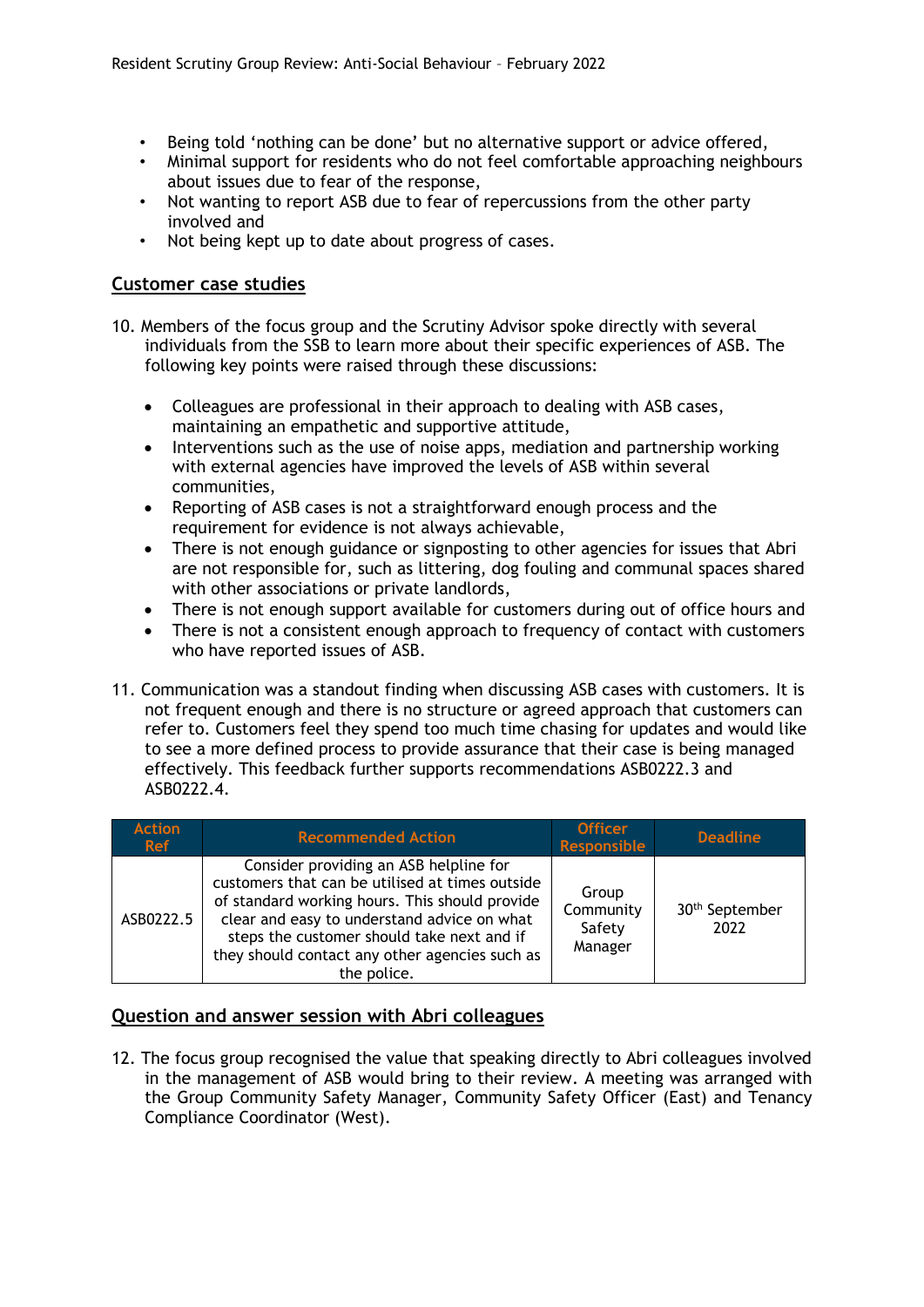- Being told 'nothing can be done' but no alternative support or advice offered,
- Minimal support for residents who do not feel comfortable approaching neighbours about issues due to fear of the response,
- Not wanting to report ASB due to fear of repercussions from the other party involved and
- Not being kept up to date about progress of cases.

## Customer case studies

10. Members of the focus group and the Scrutiny Advisor spoke directly with several individuals from the SSB to learn more about their specific experiences of ASB. The following key points were raised through these discussions:

    - Colleagues are professional in their approach to dealing with ASB cases, maintaining an empathetic and supportive attitude,
    - Interventions such as the use of noise apps, mediation and partnership working with external agencies have improved the levels of ASB within several communities,
    - Reporting of ASB cases is not a straightforward enough process and the requirement for evidence is not always achievable,
    - There is not enough guidance or signposting to other agencies for issues that Abri are not responsible for, such as littering, dog fouling and communal spaces shared with other associations or private landlords,
    - There is not enough support available for customers during out of office hours and
    - There is not a consistent enough approach to frequency of contact with customers who have reported issues of ASB.

11. Communication was a standout finding when discussing ASB cases with customers. It is not frequent enough and there is no structure or agreed approach that customers can refer to. Customers feel they spend too much time chasing for updates and would like to see a more defined process to provide assurance that their case is being managed effectively. This feedback further supports recommendations ASB0222.3 and ASB0222.4.

| Action Ref | Recommended Action | Officer Responsible | Deadline |
|---|---|---|---|
| ASB0222.5 | Consider providing an ASB helpline for customers that can be utilised at times outside of standard working hours. This should provide clear and easy to understand advice on what steps the customer should take next and if they should contact any other agencies such as the police. | Group Community Safety Manager | 30th September 2022 |

## Question and answer session with Abri colleagues

12. The focus group recognised the value that speaking directly to Abri colleagues involved in the management of ASB would bring to their review. A meeting was arranged with the Group Community Safety Manager, Community Safety Officer (East) and Tenancy Compliance Coordinator (West).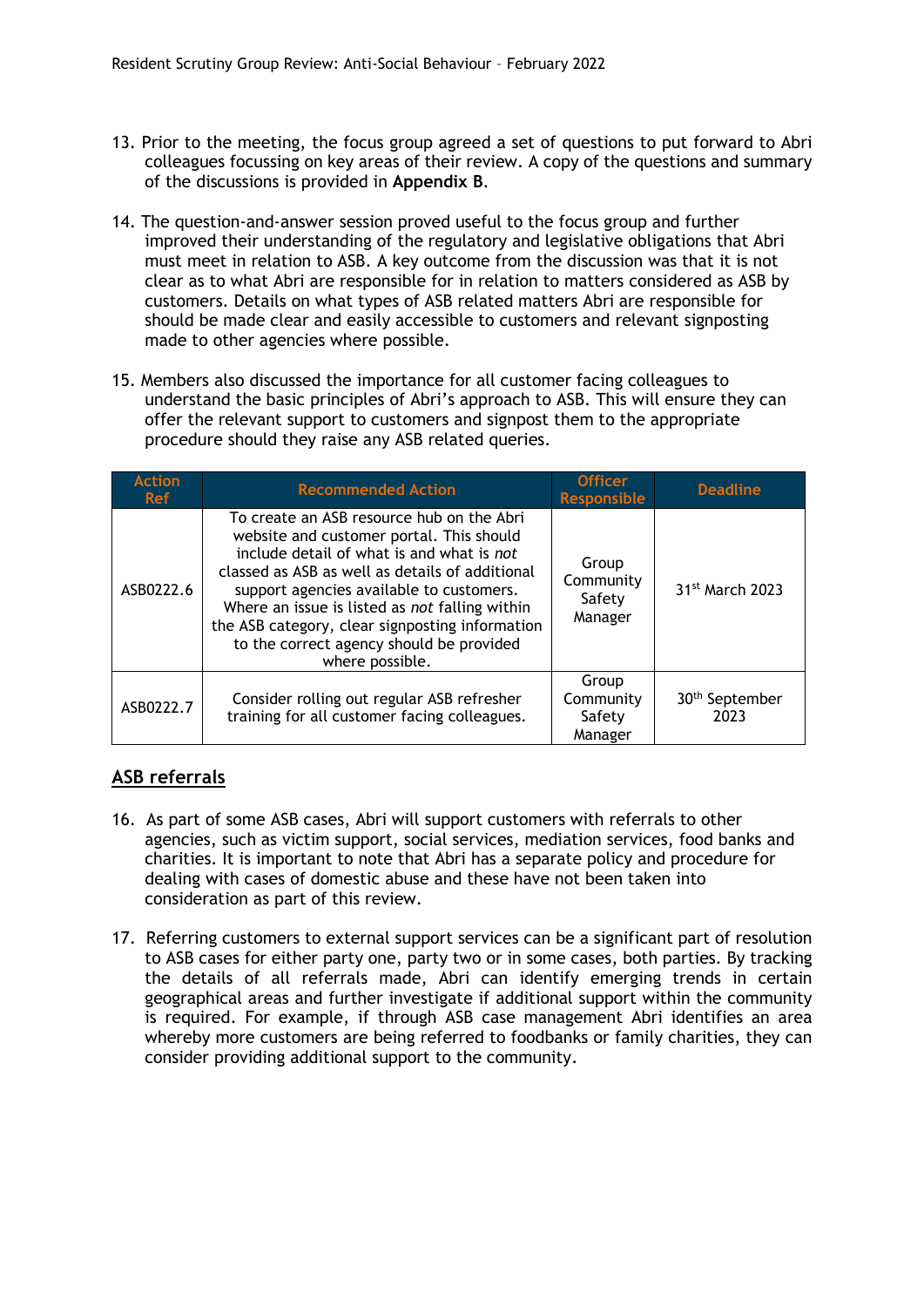13. Prior to the meeting, the focus group agreed a set of questions to put forward to Abri colleagues focussing on key areas of their review. A copy of the questions and summary of the discussions is provided in **Appendix B**.

14. The question-and-answer session proved useful to the focus group and further improved their understanding of the regulatory and legislative obligations that Abri must meet in relation to ASB. A key outcome from the discussion was that it is not clear as to what Abri are responsible for in relation to matters considered as ASB by customers. Details on what types of ASB related matters Abri are responsible for should be made clear and easily accessible to customers and relevant signposting made to other agencies where possible.

15. Members also discussed the importance for all customer facing colleagues to understand the basic principles of Abri's approach to ASB. This will ensure they can offer the relevant support to customers and signpost them to the appropriate procedure should they raise any ASB related queries.

| Action Ref | Recommended Action | Officer Responsible | Deadline |
|---|---|---|---|
| ASB0222.6 | To create an ASB resource hub on the Abri website and customer portal. This should include detail of what is and what is *not* classed as ASB as well as details of additional support agencies available to customers. Where an issue is listed as *not* falling within the ASB category, clear signposting information to the correct agency should be provided where possible. | Group Community Safety Manager | 31st March 2023 |
| ASB0222.7 | Consider rolling out regular ASB refresher training for all customer facing colleagues. | Group Community Safety Manager | 30th September 2023 |

## ASB referrals

16. As part of some ASB cases, Abri will support customers with referrals to other agencies, such as victim support, social services, mediation services, food banks and charities. It is important to note that Abri has a separate policy and procedure for dealing with cases of domestic abuse and these have not been taken into consideration as part of this review.

17. Referring customers to external support services can be a significant part of resolution to ASB cases for either party one, party two or in some cases, both parties. By tracking the details of all referrals made, Abri can identify emerging trends in certain geographical areas and further investigate if additional support within the community is required. For example, if through ASB case management Abri identifies an area whereby more customers are being referred to foodbanks or family charities, they can consider providing additional support to the community.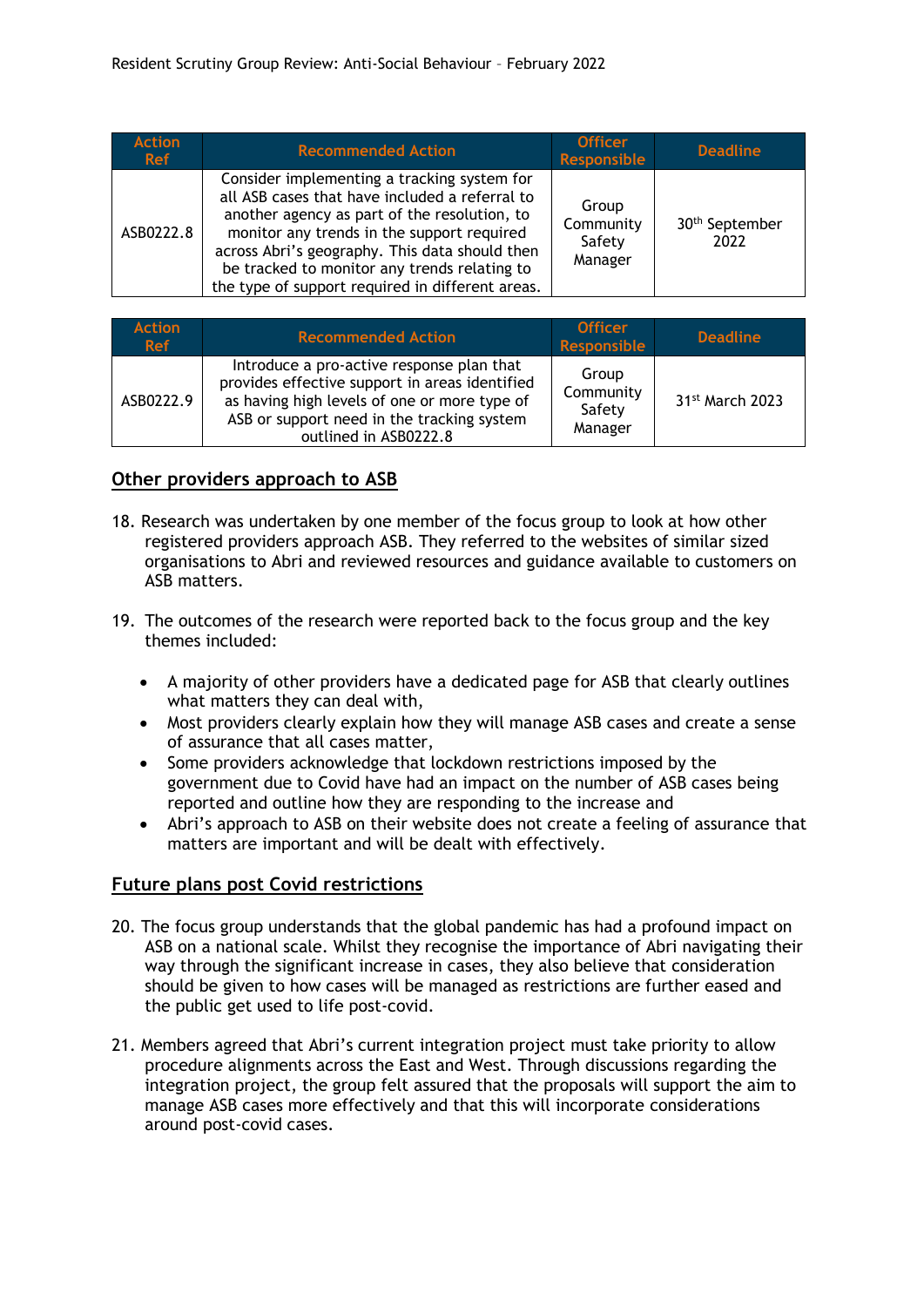| Action Ref | Recommended Action | Officer Responsible | Deadline |
|---|---|---|---|
| ASB0222.8 | Consider implementing a tracking system for all ASB cases that have included a referral to another agency as part of the resolution, to monitor any trends in the support required across Abri's geography. This data should then be tracked to monitor any trends relating to the type of support required in different areas. | Group Community Safety Manager | 30th September 2022 |

| Action Ref | Recommended Action | Officer Responsible | Deadline |
|---|---|---|---|
| ASB0222.9 | Introduce a pro-active response plan that provides effective support in areas identified as having high levels of one or more type of ASB or support need in the tracking system outlined in ASB0222.8 | Group Community Safety Manager | 31st March 2023 |

## Other providers approach to ASB

18. Research was undertaken by one member of the focus group to look at how other registered providers approach ASB. They referred to the websites of similar sized organisations to Abri and reviewed resources and guidance available to customers on ASB matters.

19. The outcomes of the research were reported back to the focus group and the key themes included:

   - A majority of other providers have a dedicated page for ASB that clearly outlines what matters they can deal with,
   - Most providers clearly explain how they will manage ASB cases and create a sense of assurance that all cases matter,
   - Some providers acknowledge that lockdown restrictions imposed by the government due to Covid have had an impact on the number of ASB cases being reported and outline how they are responding to the increase and
   - Abri's approach to ASB on their website does not create a feeling of assurance that matters are important and will be dealt with effectively.

## Future plans post Covid restrictions

20. The focus group understands that the global pandemic has had a profound impact on ASB on a national scale. Whilst they recognise the importance of Abri navigating their way through the significant increase in cases, they also believe that consideration should be given to how cases will be managed as restrictions are further eased and the public get used to life post-covid.

21. Members agreed that Abri's current integration project must take priority to allow procedure alignments across the East and West. Through discussions regarding the integration project, the group felt assured that the proposals will support the aim to manage ASB cases more effectively and that this will incorporate considerations around post-covid cases.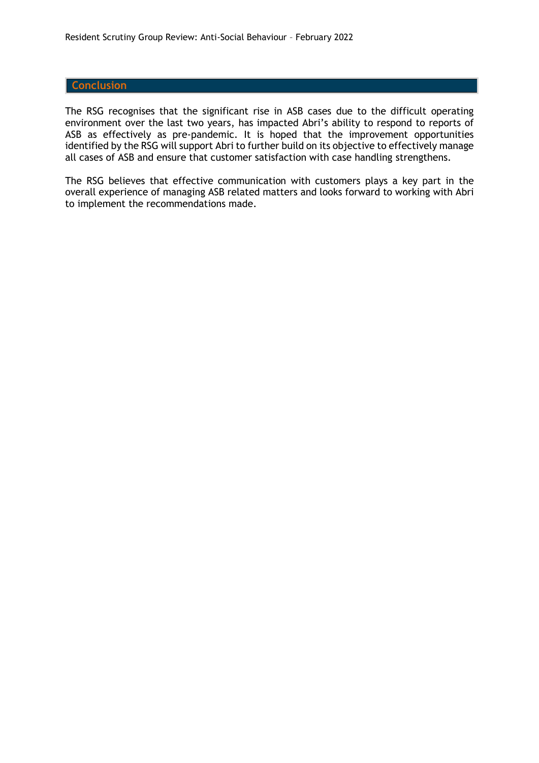## Conclusion

The RSG recognises that the significant rise in ASB cases due to the difficult operating environment over the last two years, has impacted Abri's ability to respond to reports of ASB as effectively as pre-pandemic. It is hoped that the improvement opportunities identified by the RSG will support Abri to further build on its objective to effectively manage all cases of ASB and ensure that customer satisfaction with case handling strengthens.

The RSG believes that effective communication with customers plays a key part in the overall experience of managing ASB related matters and looks forward to working with Abri to implement the recommendations made.